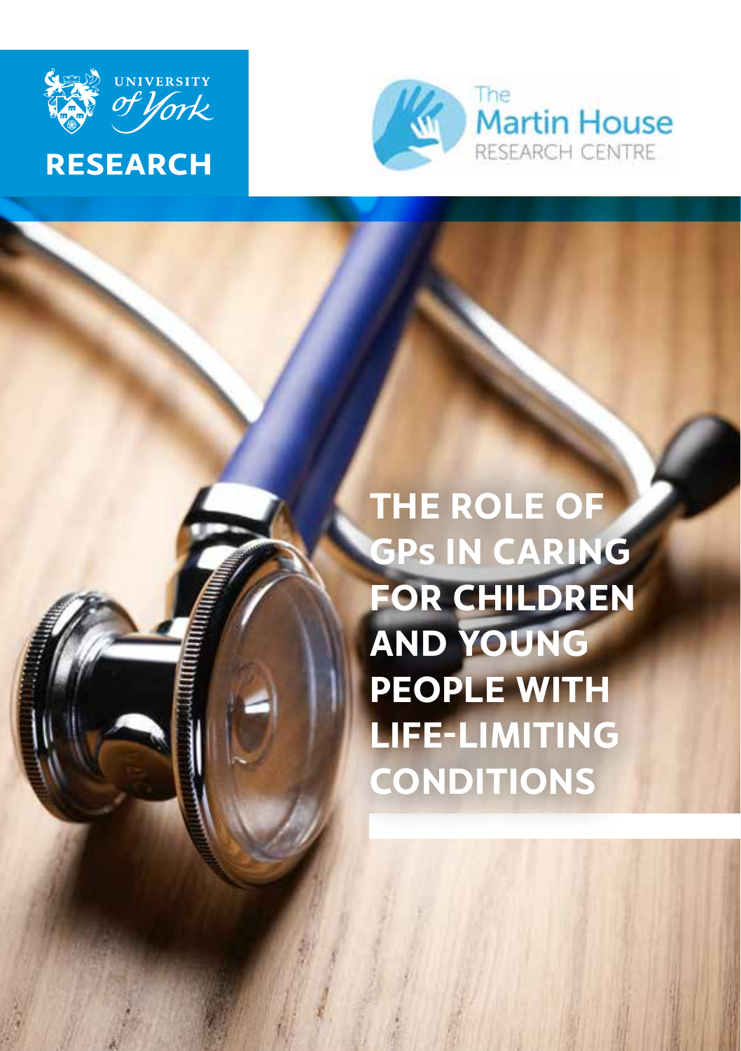UNIVERSITY of York

RESEARCH

The Martin House RESEARCH CENTRE

# THE ROLE OF GPs IN CARING FOR CHILDREN AND YOUNG PEOPLE WITH LIFE-LIMITING CONDITIONS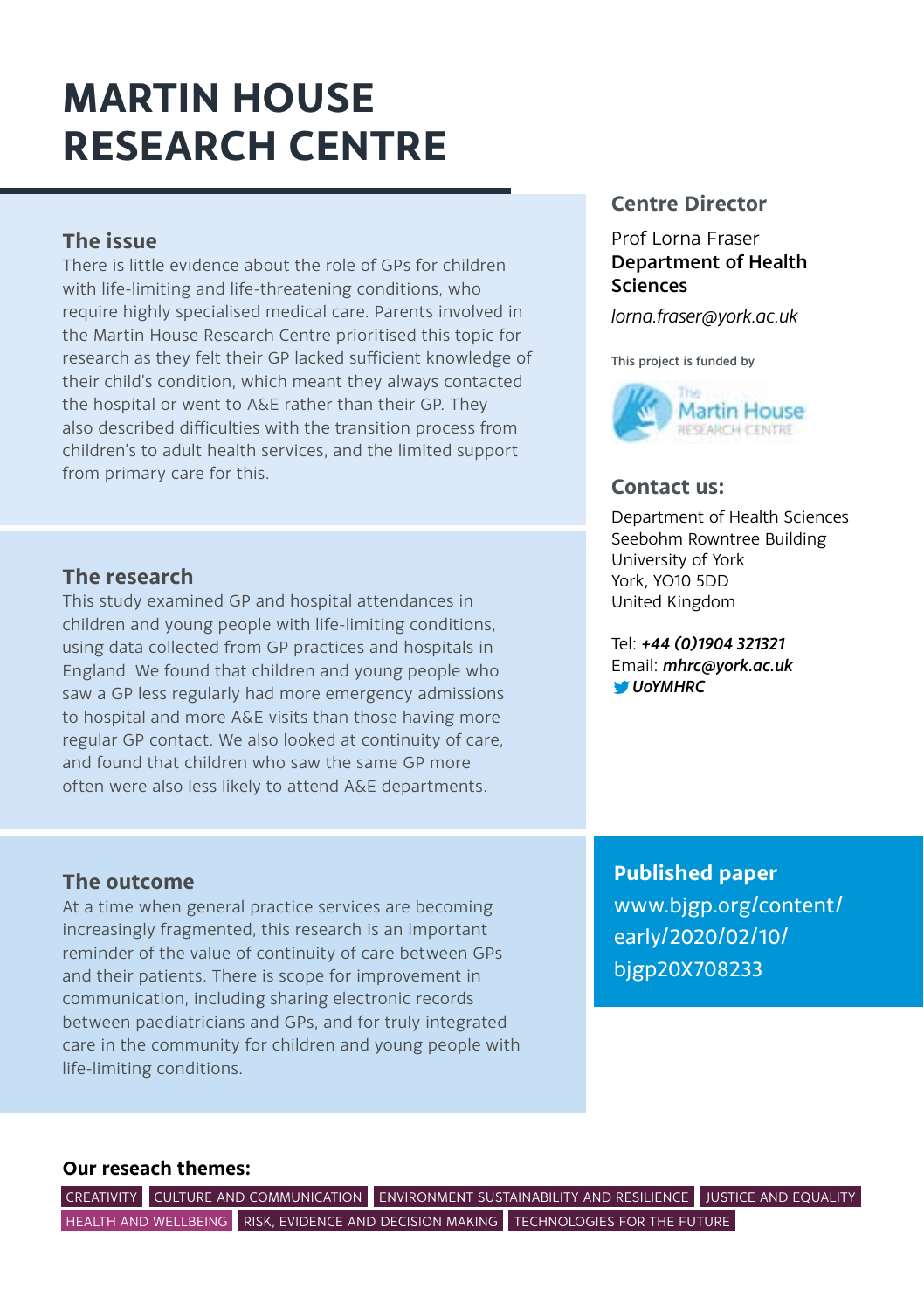# MARTIN HOUSE RESEARCH CENTRE

## The issue

There is little evidence about the role of GPs for children with life-limiting and life-threatening conditions, who require highly specialised medical care. Parents involved in the Martin House Research Centre prioritised this topic for research as they felt their GP lacked sufficient knowledge of their child's condition, which meant they always contacted the hospital or went to A&E rather than their GP. They also described difficulties with the transition process from children's to adult health services, and the limited support from primary care for this.

## The research

This study examined GP and hospital attendances in children and young people with life-limiting conditions, using data collected from GP practices and hospitals in England. We found that children and young people who saw a GP less regularly had more emergency admissions to hospital and more A&E visits than those having more regular GP contact. We also looked at continuity of care, and found that children who saw the same GP more often were also less likely to attend A&E departments.

## The outcome

At a time when general practice services are becoming increasingly fragmented, this research is an important reminder of the value of continuity of care between GPs and their patients. There is scope for improvement in communication, including sharing electronic records between paediatricians and GPs, and for truly integrated care in the community for children and young people with life-limiting conditions.

## Centre Director

Prof Lorna Fraser
**Department of Health Sciences**

*lorna.fraser@york.ac.uk*

This project is funded by

The Martin House Research Centre

## Contact us:

Department of Health Sciences
Seebohm Rowntree Building
University of York
York, YO10 5DD
United Kingdom

Tel: ***+44 (0)1904 321321***
Email: ***mhrc@york.ac.uk***
***UoYMHRC***

## Published paper

www.bjgp.org/content/early/2020/02/10/bjgp20X708233

**Our reseach themes:**

CREATIVITY | CULTURE AND COMMUNICATION | ENVIRONMENT SUSTAINABILITY AND RESILIENCE | JUSTICE AND EQUALITY | HEALTH AND WELLBEING | RISK, EVIDENCE AND DECISION MAKING | TECHNOLOGIES FOR THE FUTURE